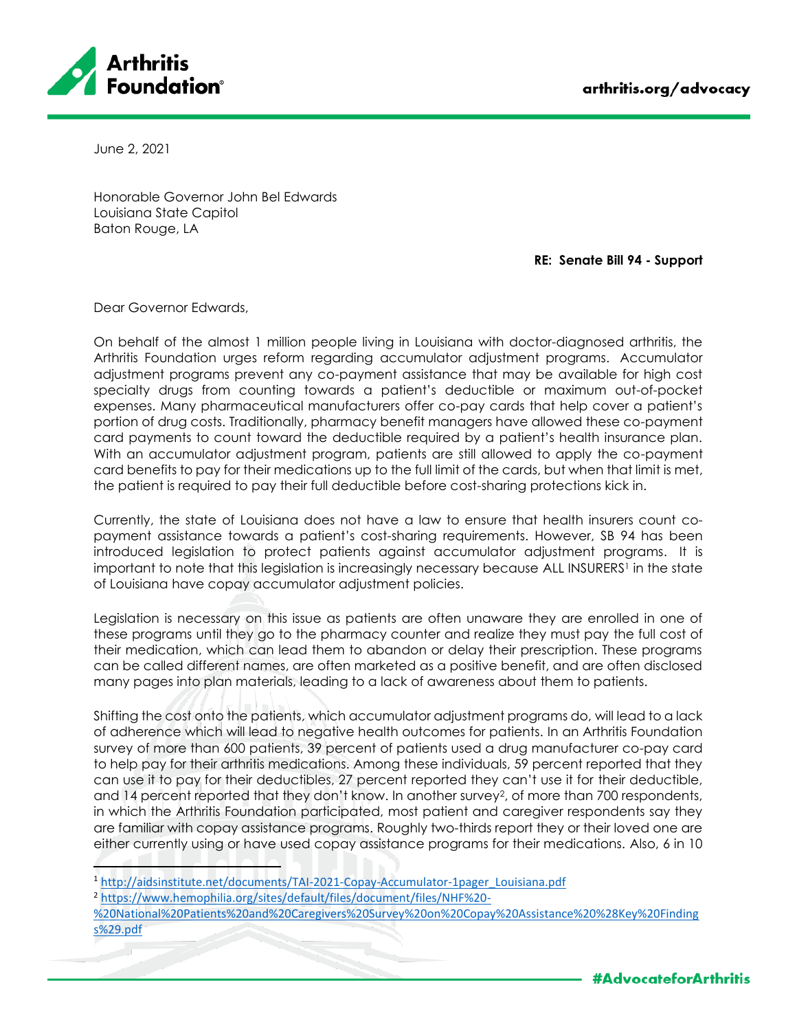June 2, 2021

Honorable Governor John Bel Edwards
Louisiana State Capitol
Baton Rouge, LA

**RE: Senate Bill 94 - Support**

Dear Governor Edwards,

On behalf of the almost 1 million people living in Louisiana with doctor-diagnosed arthritis, the Arthritis Foundation urges reform regarding accumulator adjustment programs. Accumulator adjustment programs prevent any co-payment assistance that may be available for high cost specialty drugs from counting towards a patient's deductible or maximum out-of-pocket expenses. Many pharmaceutical manufacturers offer co-pay cards that help cover a patient's portion of drug costs. Traditionally, pharmacy benefit managers have allowed these co-payment card payments to count toward the deductible required by a patient's health insurance plan. With an accumulator adjustment program, patients are still allowed to apply the co-payment card benefits to pay for their medications up to the full limit of the cards, but when that limit is met, the patient is required to pay their full deductible before cost-sharing protections kick in.

Currently, the state of Louisiana does not have a law to ensure that health insurers count co-payment assistance towards a patient's cost-sharing requirements. However, SB 94 has been introduced legislation to protect patients against accumulator adjustment programs. It is important to note that this legislation is increasingly necessary because ALL INSURERS[1] in the state of Louisiana have copay accumulator adjustment policies.

Legislation is necessary on this issue as patients are often unaware they are enrolled in one of these programs until they go to the pharmacy counter and realize they must pay the full cost of their medication, which can lead them to abandon or delay their prescription. These programs can be called different names, are often marketed as a positive benefit, and are often disclosed many pages into plan materials, leading to a lack of awareness about them to patients.

Shifting the cost onto the patients, which accumulator adjustment programs do, will lead to a lack of adherence which will lead to negative health outcomes for patients. In an Arthritis Foundation survey of more than 600 patients, 39 percent of patients used a drug manufacturer co-pay card to help pay for their arthritis medications. Among these individuals, 59 percent reported that they can use it to pay for their deductibles, 27 percent reported they can't use it for their deductible, and 14 percent reported that they don't know. In another survey[2], of more than 700 respondents, in which the Arthritis Foundation participated, most patient and caregiver respondents say they are familiar with copay assistance programs. Roughly two-thirds report they or their loved one are either currently using or have used copay assistance programs for their medications. Also, 6 in 10

---

[1] http://aidsinstitute.net/documents/TAI-2021-Copay-Accumulator-1pager_Louisiana.pdf

[2] https://www.hemophilia.org/sites/default/files/document/files/NHF%20-%20National%20Patients%20and%20Caregivers%20Survey%20on%20Copay%20Assistance%20%28Key%20Findings%29.pdf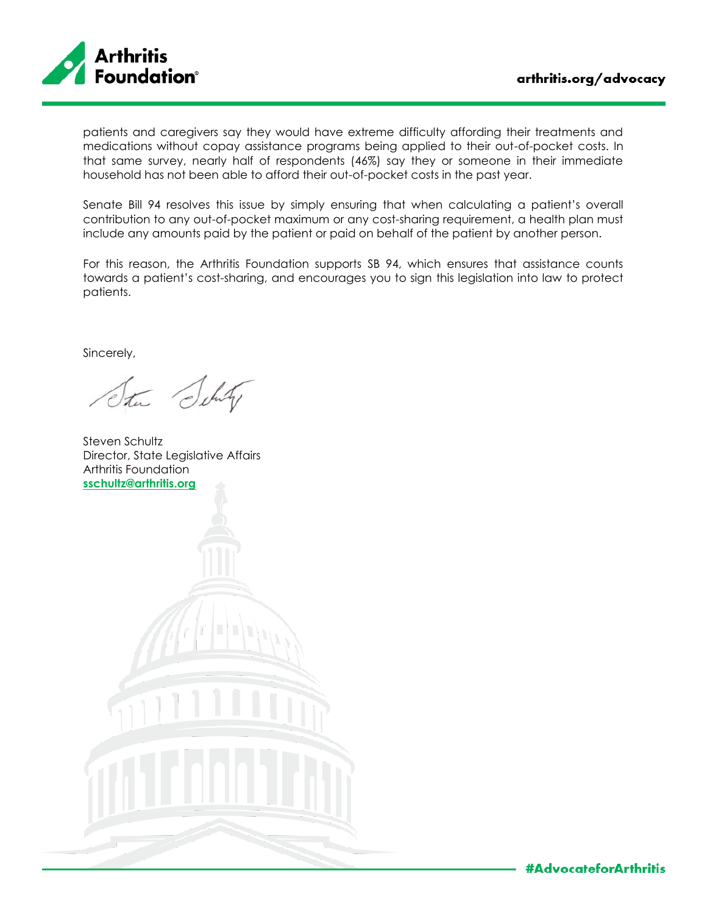patients and caregivers say they would have extreme difficulty affording their treatments and medications without copay assistance programs being applied to their out-of-pocket costs. In that same survey, nearly half of respondents (46%) say they or someone in their immediate household has not been able to afford their out-of-pocket costs in the past year.

Senate Bill 94 resolves this issue by simply ensuring that when calculating a patient's overall contribution to any out-of-pocket maximum or any cost-sharing requirement, a health plan must include any amounts paid by the patient or paid on behalf of the patient by another person.

For this reason, the Arthritis Foundation supports SB 94, which ensures that assistance counts towards a patient's cost-sharing, and encourages you to sign this legislation into law to protect patients.

Sincerely,

Steven Schultz
Director, State Legislative Affairs
Arthritis Foundation
sschultz@arthritis.org